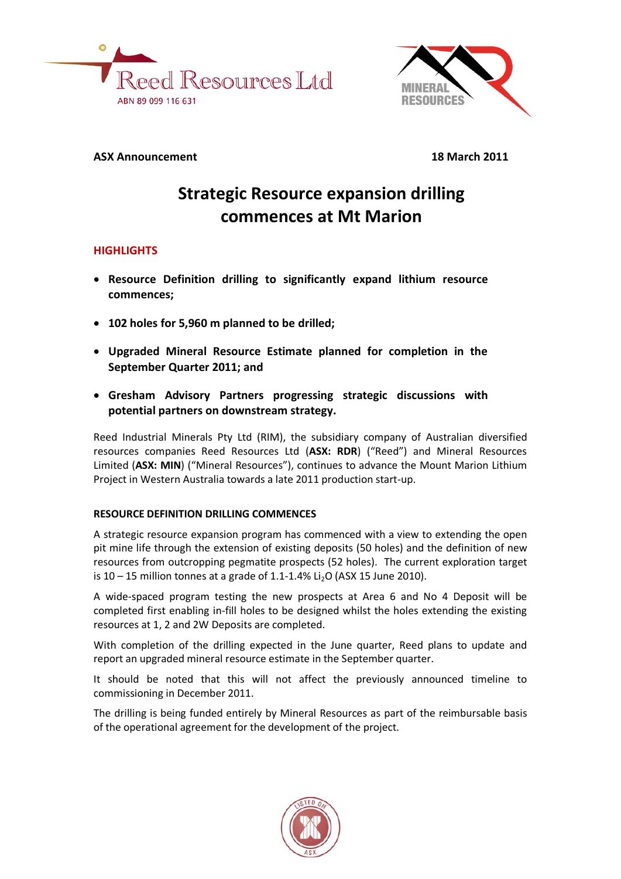Reed Resources Ltd
ABN 89 099 116 631

MINERAL RESOURCES

**ASX Announcement** **18 March 2011**

# Strategic Resource expansion drilling commences at Mt Marion

## HIGHLIGHTS

- **Resource Definition drilling to significantly expand lithium resource commences;**
- **102 holes for 5,960 m planned to be drilled;**
- **Upgraded Mineral Resource Estimate planned for completion in the September Quarter 2011; and**
- **Gresham Advisory Partners progressing strategic discussions with potential partners on downstream strategy.**

Reed Industrial Minerals Pty Ltd (RIM), the subsidiary company of Australian diversified resources companies Reed Resources Ltd (**ASX: RDR**) ("Reed") and Mineral Resources Limited (**ASX: MIN**) ("Mineral Resources"), continues to advance the Mount Marion Lithium Project in Western Australia towards a late 2011 production start-up.

### RESOURCE DEFINITION DRILLING COMMENCES

A strategic resource expansion program has commenced with a view to extending the open pit mine life through the extension of existing deposits (50 holes) and the definition of new resources from outcropping pegmatite prospects (52 holes). The current exploration target is 10 – 15 million tonnes at a grade of 1.1-1.4% $Li_2O$ (ASX 15 June 2010).

A wide-spaced program testing the new prospects at Area 6 and No 4 Deposit will be completed first enabling in-fill holes to be designed whilst the holes extending the existing resources at 1, 2 and 2W Deposits are completed.

With completion of the drilling expected in the June quarter, Reed plans to update and report an upgraded mineral resource estimate in the September quarter.

It should be noted that this will not affect the previously announced timeline to commissioning in December 2011.

The drilling is being funded entirely by Mineral Resources as part of the reimbursable basis of the operational agreement for the development of the project.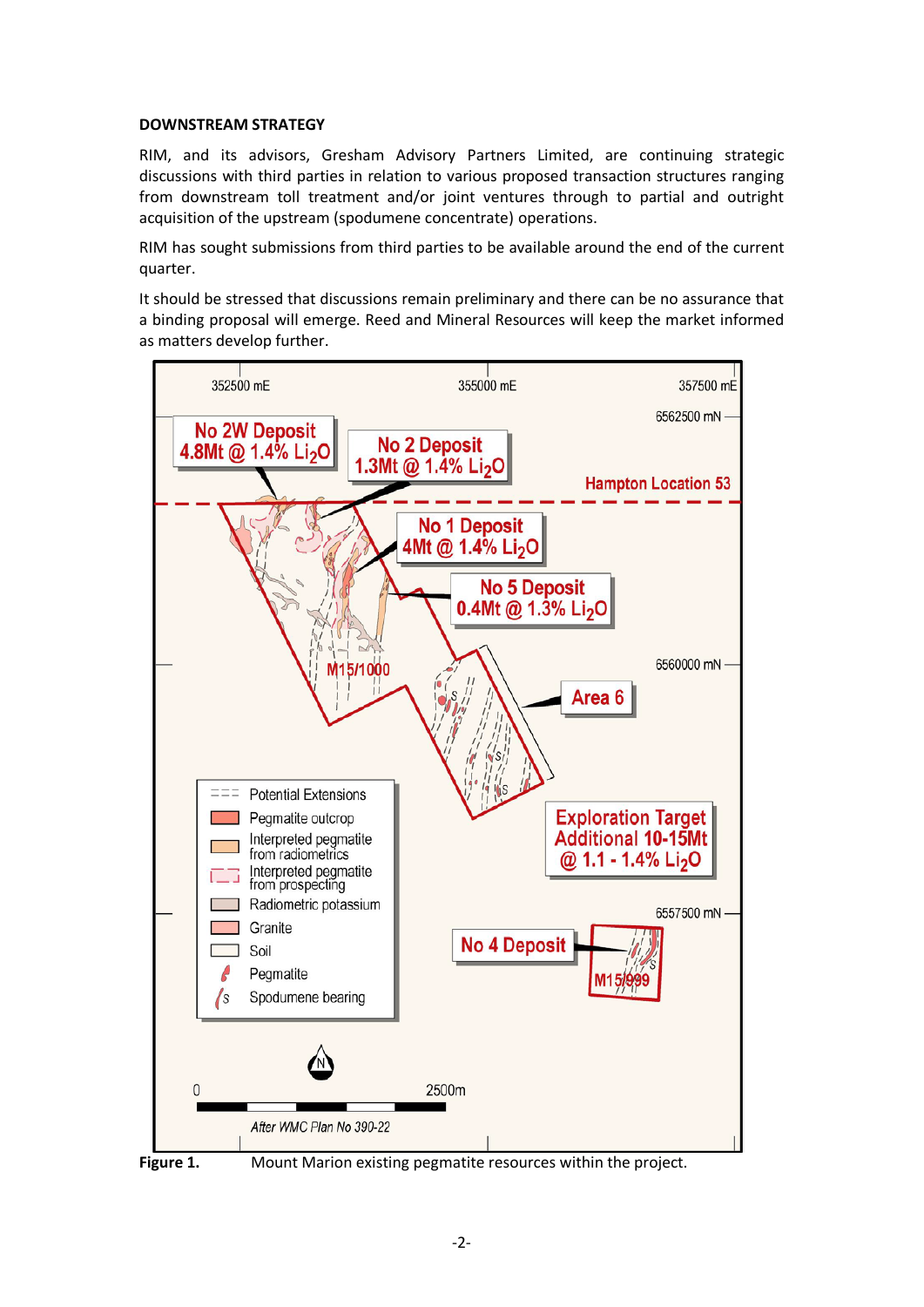**DOWNSTREAM STRATEGY**

RIM, and its advisors, Gresham Advisory Partners Limited, are continuing strategic discussions with third parties in relation to various proposed transaction structures ranging from downstream toll treatment and/or joint ventures through to partial and outright acquisition of the upstream (spodumene concentrate) operations.

RIM has sought submissions from third parties to be available around the end of the current quarter.

It should be stressed that discussions remain preliminary and there can be no assurance that a binding proposal will emerge. Reed and Mineral Resources will keep the market informed as matters develop further.

**Figure 1.** Mount Marion existing pegmatite resources within the project.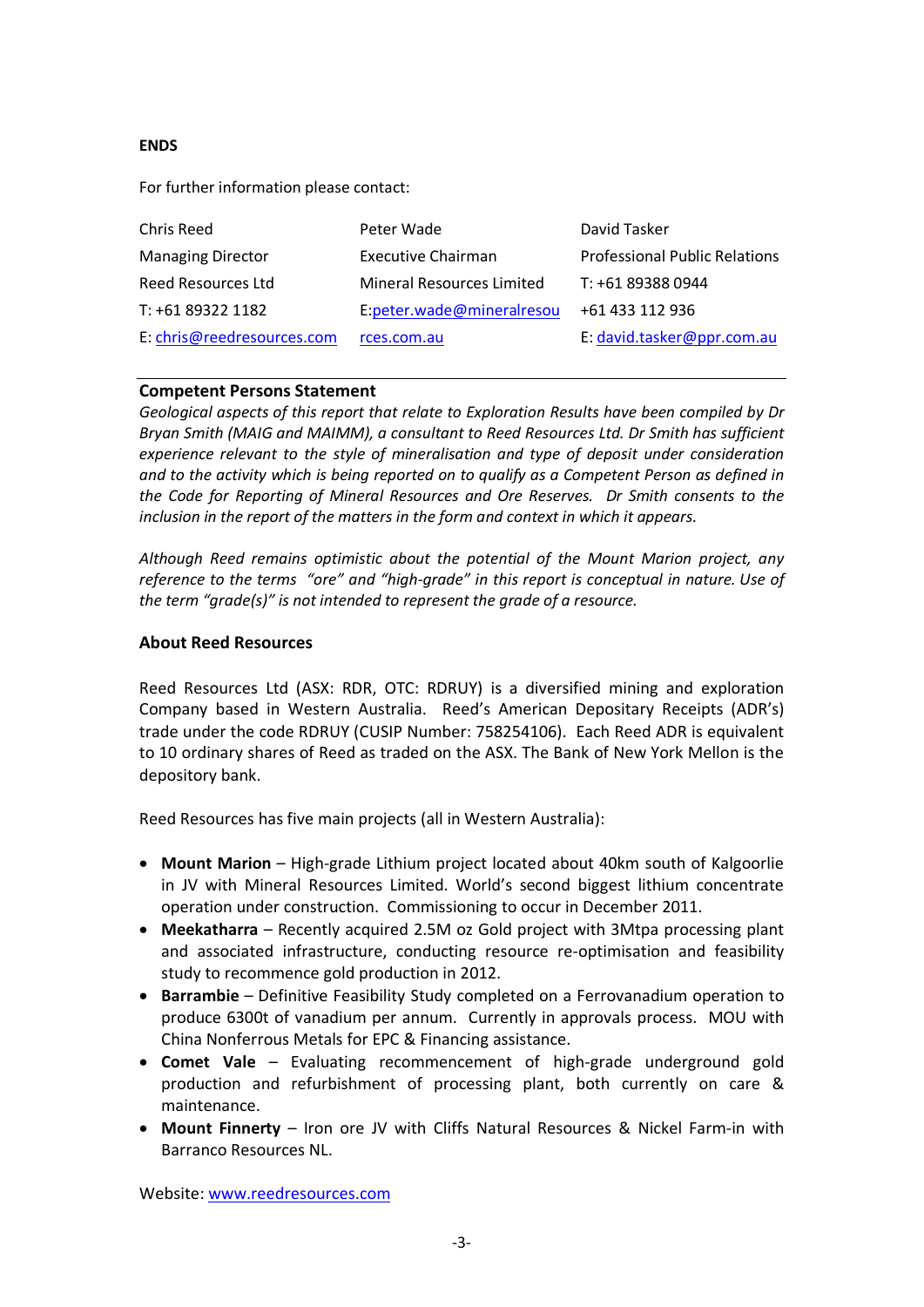**ENDS**

For further information please contact:

| Chris Reed | Peter Wade | David Tasker |
|---|---|---|
| Managing Director | Executive Chairman | Professional Public Relations |
| Reed Resources Ltd | Mineral Resources Limited | T: +61 89388 0944 |
| T: +61 89322 1182 | E:peter.wade@mineralresources.com.au | +61 433 112 936 |
| E: chris@reedresources.com | | E: david.tasker@ppr.com.au |

**Competent Persons Statement**

*Geological aspects of this report that relate to Exploration Results have been compiled by Dr Bryan Smith (MAIG and MAIMM), a consultant to Reed Resources Ltd. Dr Smith has sufficient experience relevant to the style of mineralisation and type of deposit under consideration and to the activity which is being reported on to qualify as a Competent Person as defined in the Code for Reporting of Mineral Resources and Ore Reserves. Dr Smith consents to the inclusion in the report of the matters in the form and context in which it appears.*

*Although Reed remains optimistic about the potential of the Mount Marion project, any reference to the terms "ore" and "high-grade" in this report is conceptual in nature. Use of the term "grade(s)" is not intended to represent the grade of a resource.*

**About Reed Resources**

Reed Resources Ltd (ASX: RDR, OTC: RDRUY) is a diversified mining and exploration Company based in Western Australia. Reed's American Depositary Receipts (ADR's) trade under the code RDRUY (CUSIP Number: 758254106). Each Reed ADR is equivalent to 10 ordinary shares of Reed as traded on the ASX. The Bank of New York Mellon is the depository bank.

Reed Resources has five main projects (all in Western Australia):

- **Mount Marion** – High-grade Lithium project located about 40km south of Kalgoorlie in JV with Mineral Resources Limited. World's second biggest lithium concentrate operation under construction. Commissioning to occur in December 2011.
- **Meekatharra** – Recently acquired 2.5M oz Gold project with 3Mtpa processing plant and associated infrastructure, conducting resource re-optimisation and feasibility study to recommence gold production in 2012.
- **Barrambie** – Definitive Feasibility Study completed on a Ferrovanadium operation to produce 6300t of vanadium per annum. Currently in approvals process. MOU with China Nonferrous Metals for EPC & Financing assistance.
- **Comet Vale** – Evaluating recommencement of high-grade underground gold production and refurbishment of processing plant, both currently on care & maintenance.
- **Mount Finnerty** – Iron ore JV with Cliffs Natural Resources & Nickel Farm-in with Barranco Resources NL.

Website: www.reedresources.com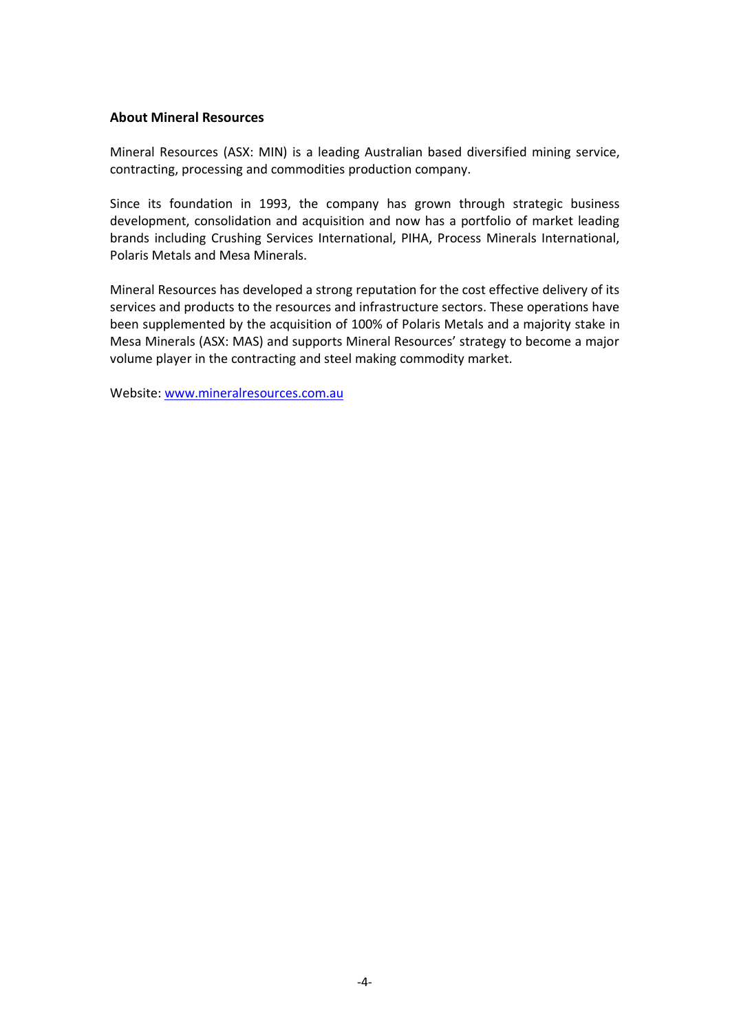**About Mineral Resources**

Mineral Resources (ASX: MIN) is a leading Australian based diversified mining service, contracting, processing and commodities production company.

Since its foundation in 1993, the company has grown through strategic business development, consolidation and acquisition and now has a portfolio of market leading brands including Crushing Services International, PIHA, Process Minerals International, Polaris Metals and Mesa Minerals.

Mineral Resources has developed a strong reputation for the cost effective delivery of its services and products to the resources and infrastructure sectors. These operations have been supplemented by the acquisition of 100% of Polaris Metals and a majority stake in Mesa Minerals (ASX: MAS) and supports Mineral Resources' strategy to become a major volume player in the contracting and steel making commodity market.

Website: [www.mineralresources.com.au](http://www.mineralresources.com.au)